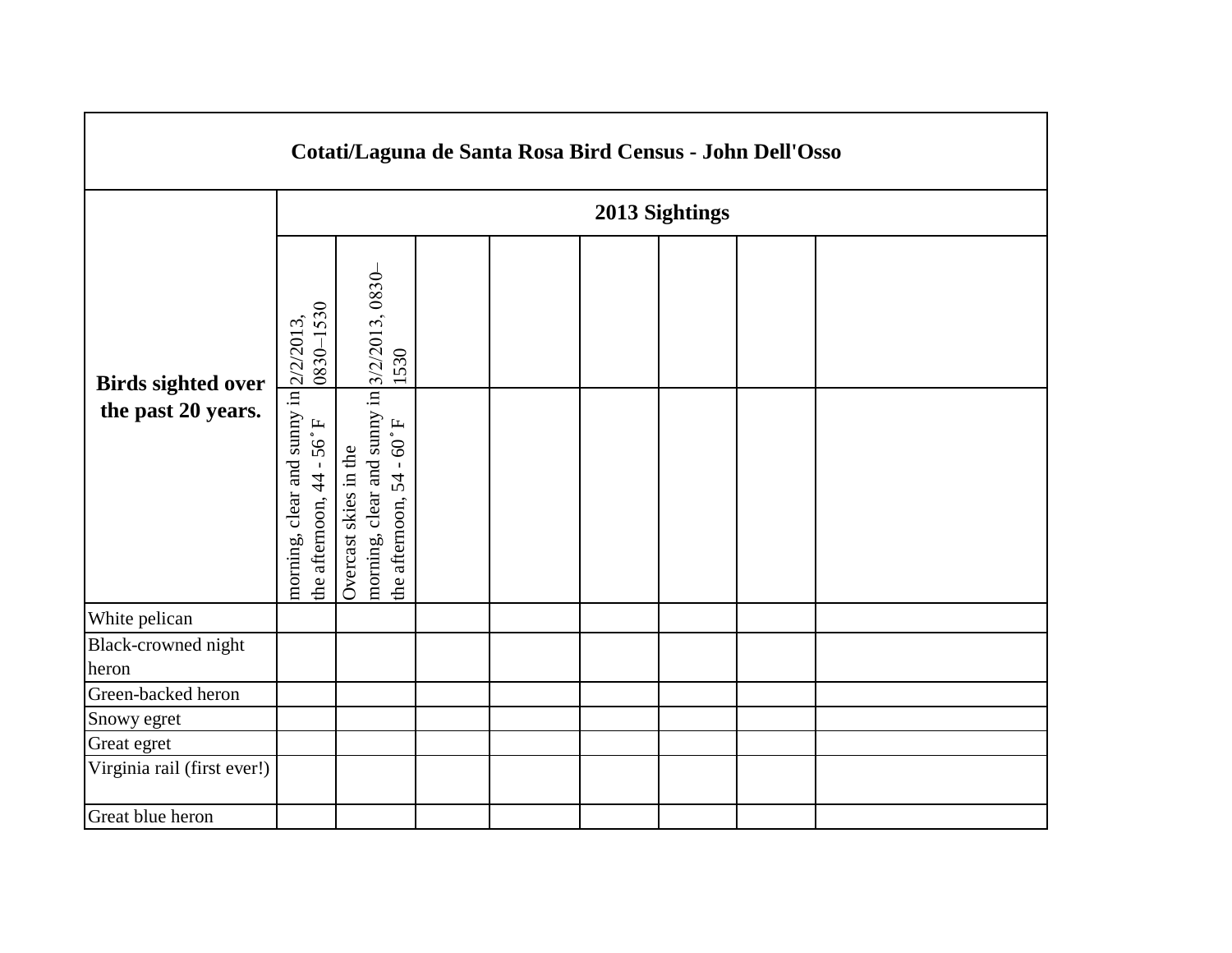| Cotati/Laguna de Santa Rosa Bird Census - John Dell'Osso | | | | | | | | |
|---|---|---|---|---|---|---|---|---|
| Birds sighted over the past 20 years. | 2013 Sightings | | | | | | | |
| | 2/2/2013, 0830–1530 | 3/2/2013, 0830–1530 | | | | | | |
| | morning, clear and sunny in the afternoon, 44 - 56˚F | Overcast skies in the morning, clear and sunny in the afternoon, 54 - 60˚F | | | | | | |
| White pelican | | | | | | | | |
| Black-crowned night heron | | | | | | | | |
| Green-backed heron | | | | | | | | |
| Snowy egret | | | | | | | | |
| Great egret | | | | | | | | |
| Virginia rail (first ever!) | | | | | | | | |
| Great blue heron | | | | | | | | |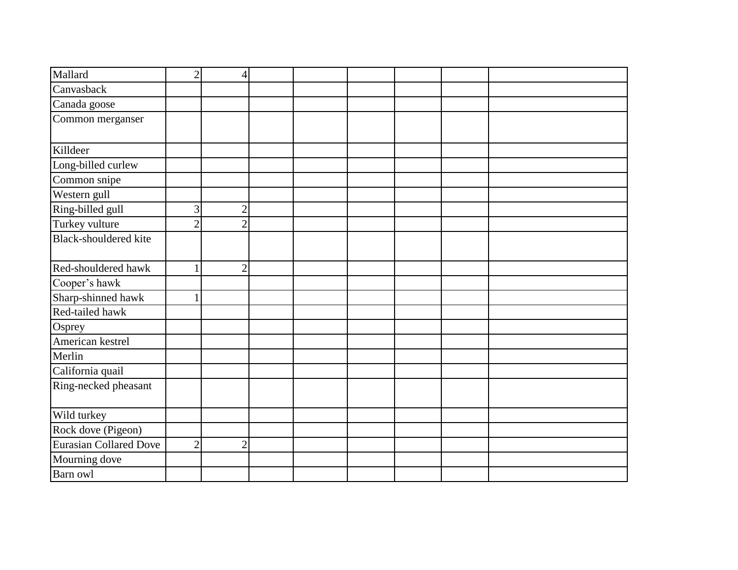| | | | | | | | | |
|---|---|---|---|---|---|---|---|---|
| Mallard | 2 | 4 | | | | | | |
| Canvasback | | | | | | | | |
| Canada goose | | | | | | | | |
| Common merganser | | | | | | | | |
| Killdeer | | | | | | | | |
| Long-billed curlew | | | | | | | | |
| Common snipe | | | | | | | | |
| Western gull | | | | | | | | |
| Ring-billed gull | 3 | 2 | | | | | | |
| Turkey vulture | 2 | 2 | | | | | | |
| Black-shouldered kite | | | | | | | | |
| Red-shouldered hawk | 1 | 2 | | | | | | |
| Cooper’s hawk | | | | | | | | |
| Sharp-shinned hawk | 1 | | | | | | | |
| Red-tailed hawk | | | | | | | | |
| Osprey | | | | | | | | |
| American kestrel | | | | | | | | |
| Merlin | | | | | | | | |
| California quail | | | | | | | | |
| Ring-necked pheasant | | | | | | | | |
| Wild turkey | | | | | | | | |
| Rock dove (Pigeon) | | | | | | | | |
| Eurasian Collared Dove | 2 | 2 | | | | | | |
| Mourning dove | | | | | | | | |
| Barn owl | | | | | | | | |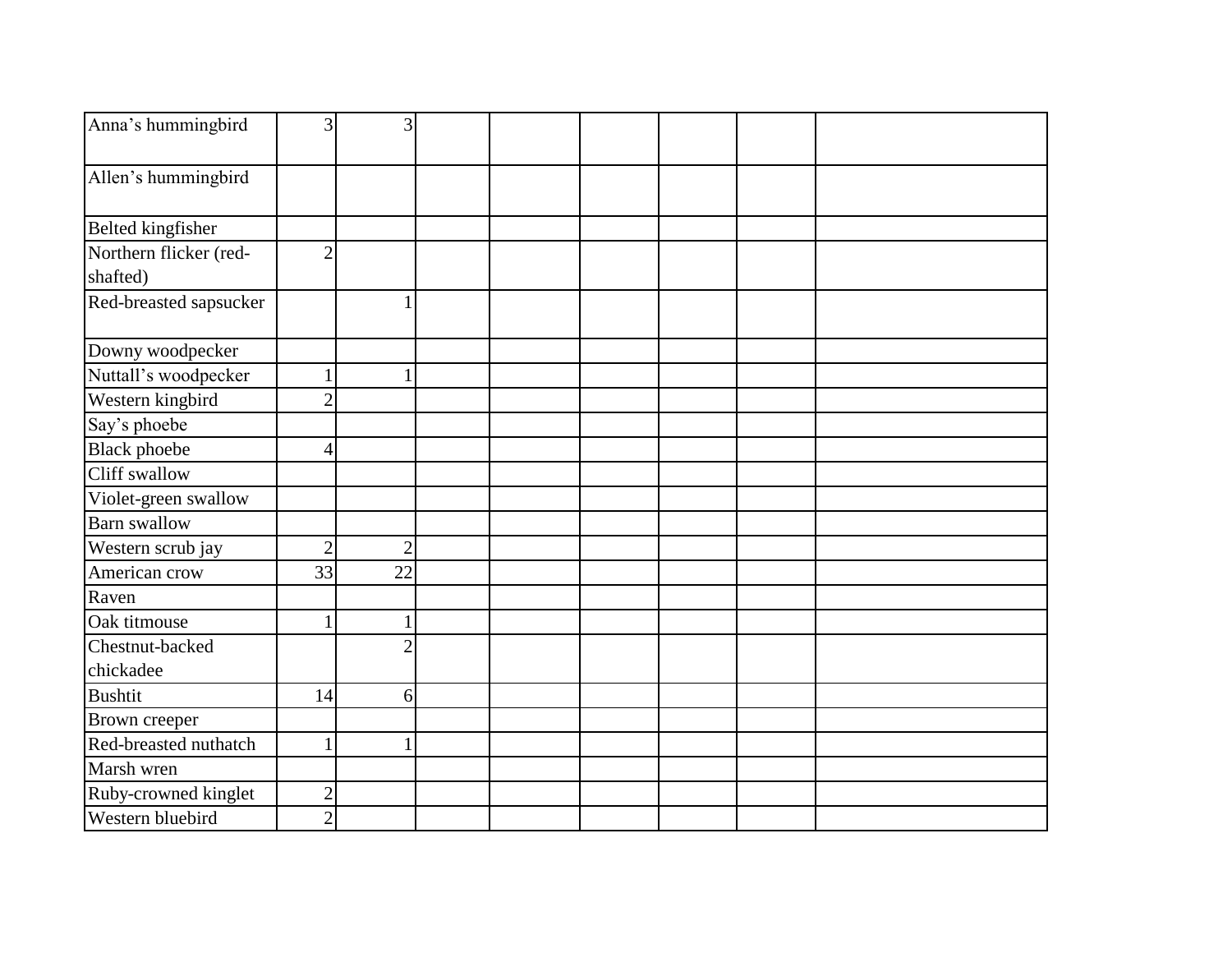| | | | | | | | | |
|---|---|---|---|---|---|---|---|---|
| Anna's hummingbird | 3 | 3 | | | | | | |
| Allen's hummingbird | | | | | | | | |
| Belted kingfisher | | | | | | | | |
| Northern flicker (red-shafted) | 2 | | | | | | | |
| Red-breasted sapsucker | | 1 | | | | | | |
| Downy woodpecker | | | | | | | | |
| Nuttall's woodpecker | 1 | 1 | | | | | | |
| Western kingbird | 2 | | | | | | | |
| Say's phoebe | | | | | | | | |
| Black phoebe | 4 | | | | | | | |
| Cliff swallow | | | | | | | | |
| Violet-green swallow | | | | | | | | |
| Barn swallow | | | | | | | | |
| Western scrub jay | 2 | 2 | | | | | | |
| American crow | 33 | 22 | | | | | | |
| Raven | | | | | | | | |
| Oak titmouse | 1 | 1 | | | | | | |
| Chestnut-backed chickadee | | 2 | | | | | | |
| Bushtit | 14 | 6 | | | | | | |
| Brown creeper | | | | | | | | |
| Red-breasted nuthatch | 1 | 1 | | | | | | |
| Marsh wren | | | | | | | | |
| Ruby-crowned kinglet | 2 | | | | | | | |
| Western bluebird | 2 | | | | | | | |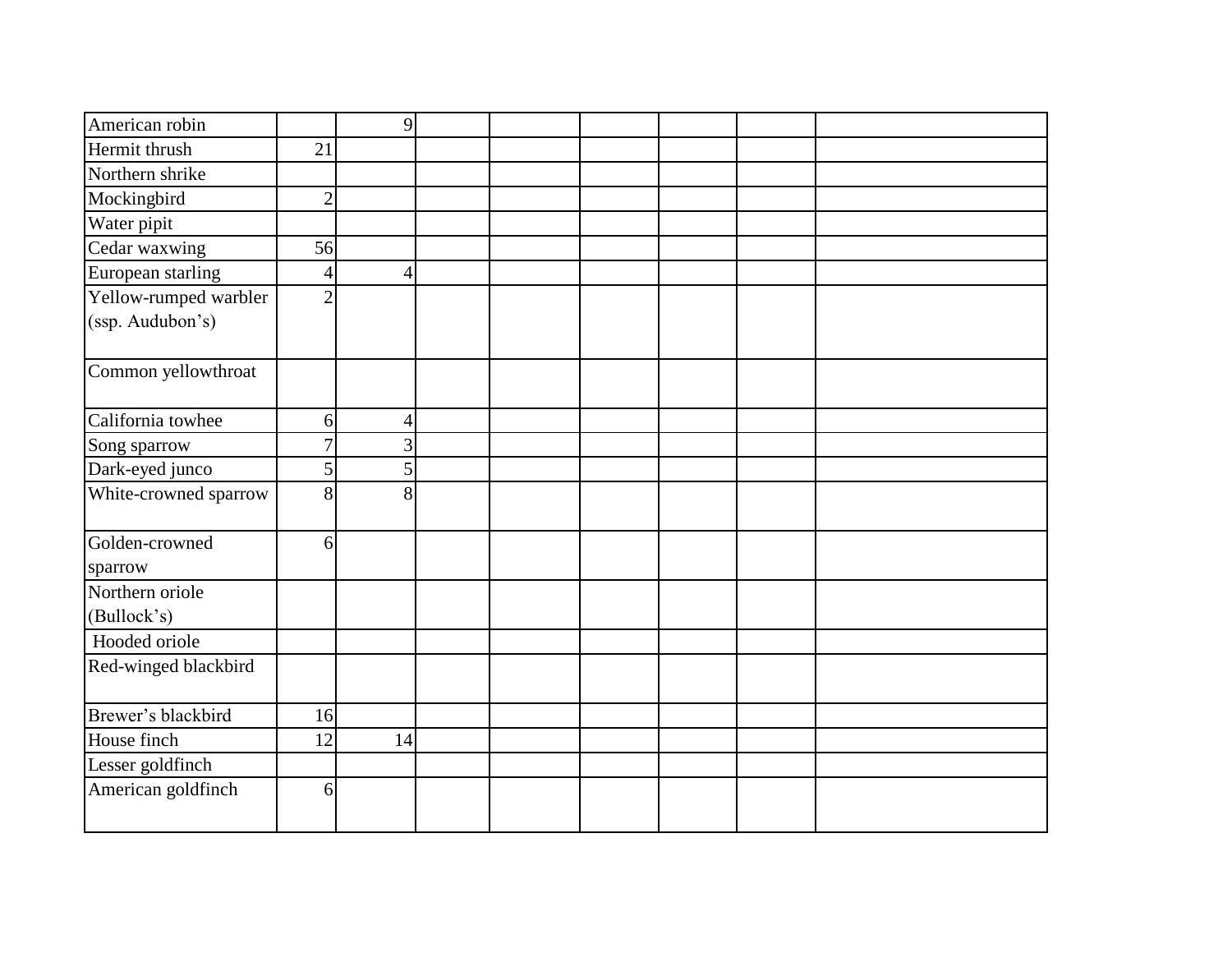| | | | | | | | | |
|---|---|---|---|---|---|---|---|---|
| American robin | | 9 | | | | | | |
| Hermit thrush | 21 | | | | | | | |
| Northern shrike | | | | | | | | |
| Mockingbird | 2 | | | | | | | |
| Water pipit | | | | | | | | |
| Cedar waxwing | 56 | | | | | | | |
| European starling | 4 | 4 | | | | | | |
| Yellow-rumped warbler (ssp. Audubon's) | 2 | | | | | | | |
| Common yellowthroat | | | | | | | | |
| California towhee | 6 | 4 | | | | | | |
| Song sparrow | 7 | 3 | | | | | | |
| Dark-eyed junco | 5 | 5 | | | | | | |
| White-crowned sparrow | 8 | 8 | | | | | | |
| Golden-crowned sparrow | 6 | | | | | | | |
| Northern oriole (Bullock's) | | | | | | | | |
| Hooded oriole | | | | | | | | |
| Red-winged blackbird | | | | | | | | |
| Brewer's blackbird | 16 | | | | | | | |
| House finch | 12 | 14 | | | | | | |
| Lesser goldfinch | | | | | | | | |
| American goldfinch | 6 | | | | | | | |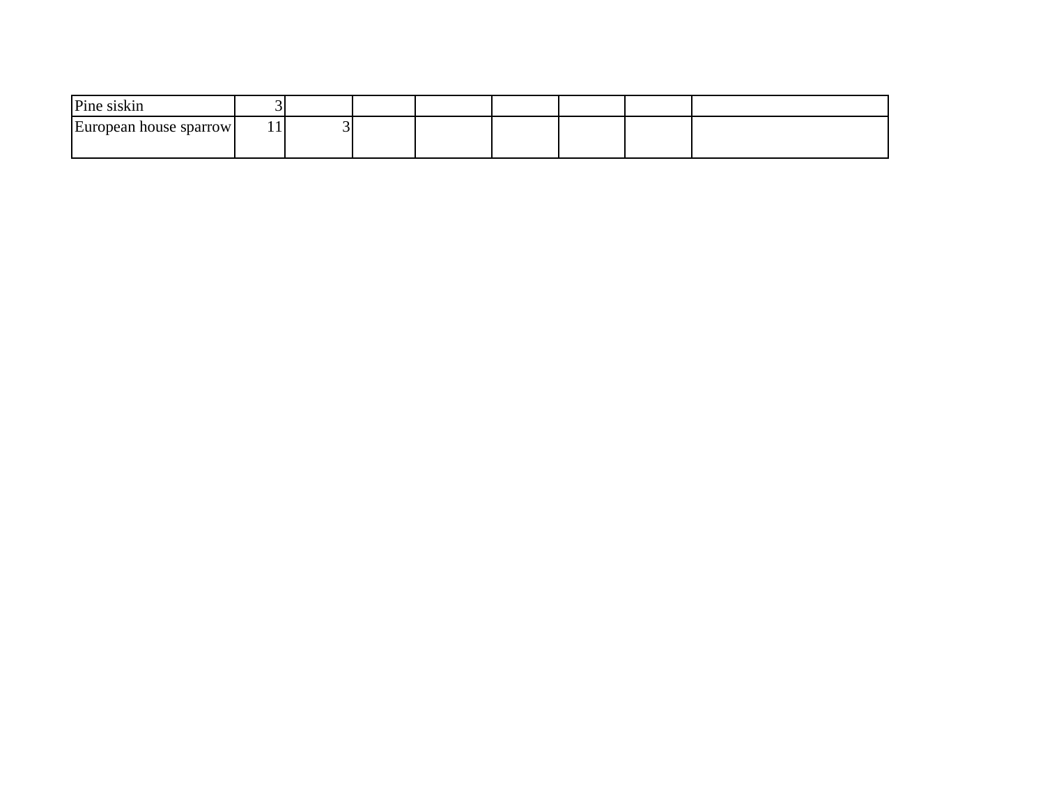| | | | | | | | | |
|---|---|---|---|---|---|---|---|---|
| Pine siskin | 3 | | | | | | | |
| European house sparrow | 11 | 3 | | | | | | |